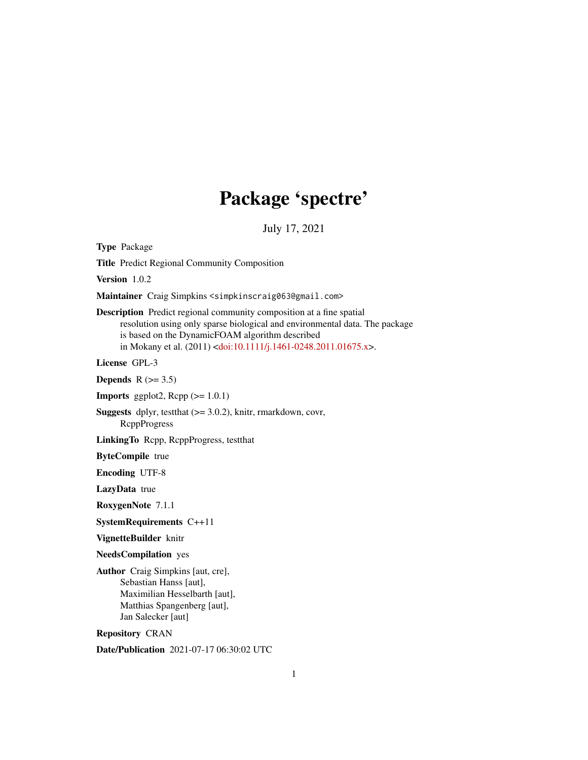# Package 'spectre'

July 17, 2021

**Type** Package

**Title** Predict Regional Community Composition

**Version** 1.0.2

**Maintainer** Craig Simpkins <simpkinscraig063@gmail.com>

**Description** Predict regional community composition at a fine spatial resolution using only sparse biological and environmental data. The package is based on the DynamicFOAM algorithm described in Mokany et al. (2011) <doi:10.1111/j.1461-0248.2011.01675.x>.

**License** GPL-3

**Depends** R (>= 3.5)

**Imports** ggplot2, Rcpp (>= 1.0.1)

**Suggests** dplyr, testthat (>= 3.0.2), knitr, rmarkdown, covr, RcppProgress

**LinkingTo** Rcpp, RcppProgress, testthat

**ByteCompile** true

**Encoding** UTF-8

**LazyData** true

**RoxygenNote** 7.1.1

**SystemRequirements** C++11

**VignetteBuilder** knitr

**NeedsCompilation** yes

**Author** Craig Simpkins [aut, cre],
Sebastian Hanss [aut],
Maximilian Hesselbarth [aut],
Matthias Spangenberg [aut],
Jan Salecker [aut]

**Repository** CRAN

**Date/Publication** 2021-07-17 06:30:02 UTC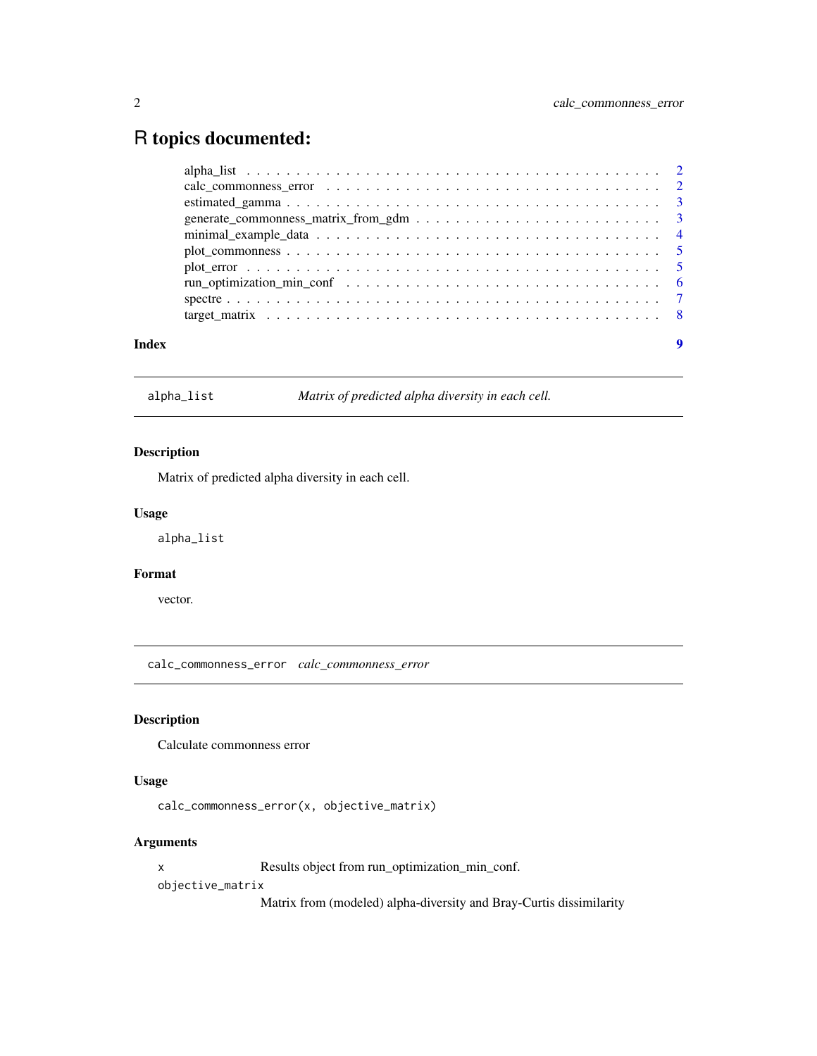# R topics documented:

- alpha_list . . . . . . . . . . . . . . . . . . . . . . . . . . . . . . . . . . . . . . . . 2
- calc_commonness_error . . . . . . . . . . . . . . . . . . . . . . . . . . . . . . . . 2
- estimated_gamma . . . . . . . . . . . . . . . . . . . . . . . . . . . . . . . . . . . . 3
- generate_commonness_matrix_from_gdm . . . . . . . . . . . . . . . . . . . . . . . . 3
- minimal_example_data . . . . . . . . . . . . . . . . . . . . . . . . . . . . . . . . . 4
- plot_commonness . . . . . . . . . . . . . . . . . . . . . . . . . . . . . . . . . . . 5
- plot_error . . . . . . . . . . . . . . . . . . . . . . . . . . . . . . . . . . . . . . . 5
- run_optimization_min_conf . . . . . . . . . . . . . . . . . . . . . . . . . . . . . . 6
- spectre . . . . . . . . . . . . . . . . . . . . . . . . . . . . . . . . . . . . . . . . 7
- target_matrix . . . . . . . . . . . . . . . . . . . . . . . . . . . . . . . . . . . . . 8

**Index** 9

---

## alpha_list — *Matrix of predicted alpha diversity in each cell.*

### Description

Matrix of predicted alpha diversity in each cell.

### Usage

```
alpha_list
```

### Format

vector.

---

## calc_commonness_error — *calc_commonness_error*

### Description

Calculate commonness error

### Usage

```
calc_commonness_error(x, objective_matrix)
```

### Arguments

- `x` Results object from run_optimization_min_conf.
- `objective_matrix` Matrix from (modeled) alpha-diversity and Bray-Curtis dissimilarity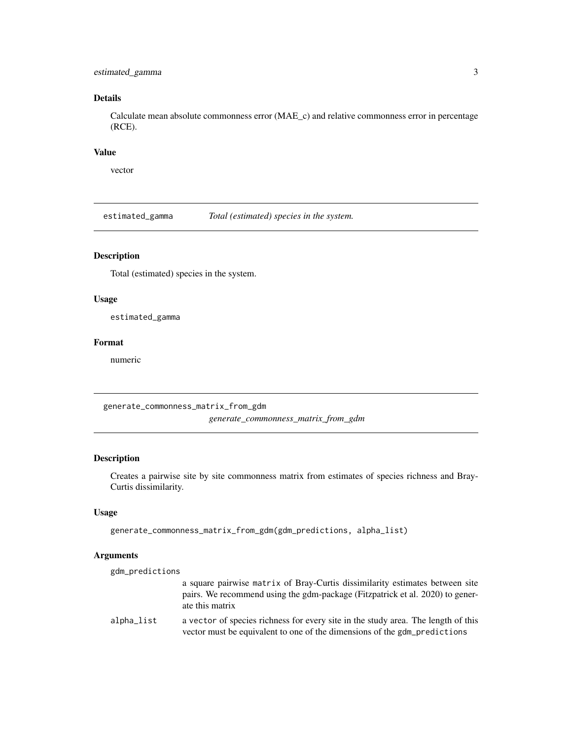### Details

Calculate mean absolute commonness error (MAE_c) and relative commonness error in percentage (RCE).

### Value

vector

## estimated_gamma — *Total (estimated) species in the system.*

### Description

Total (estimated) species in the system.

### Usage

```
estimated_gamma
```

### Format

numeric

## generate_commonness_matrix_from_gdm — *generate_commonness_matrix_from_gdm*

### Description

Creates a pairwise site by site commonness matrix from estimates of species richness and Bray-Curtis dissimilarity.

### Usage

```
generate_commonness_matrix_from_gdm(gdm_predictions, alpha_list)
```

### Arguments

| | |
|---|---|
| gdm_predictions | a square pairwise matrix of Bray-Curtis dissimilarity estimates between site pairs. We recommend using the gdm-package (Fitzpatrick et al. 2020) to generate this matrix |
| alpha_list | a vector of species richness for every site in the study area. The length of this vector must be equivalent to one of the dimensions of the gdm_predictions |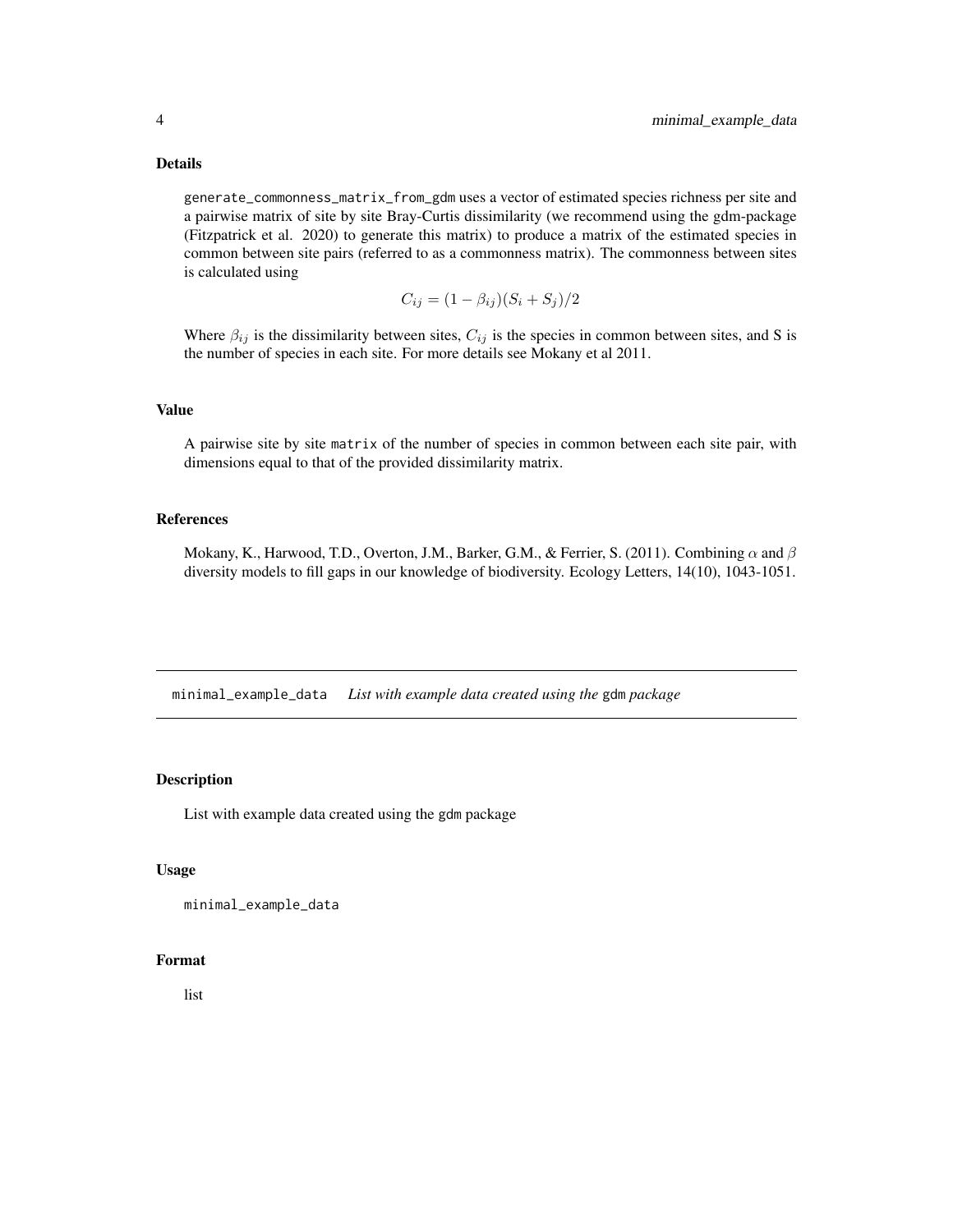## Details

`generate_commonness_matrix_from_gdm` uses a vector of estimated species richness per site and a pairwise matrix of site by site Bray-Curtis dissimilarity (we recommend using the gdm-package (Fitzpatrick et al. 2020) to generate this matrix) to produce a matrix of the estimated species in common between site pairs (referred to as a commonness matrix). The commonness between sites is calculated using

$$C_{ij} = (1 - \beta_{ij})(S_i + S_j)/2$$

Where $\beta_{ij}$ is the dissimilarity between sites, $C_{ij}$ is the species in common between sites, and S is the number of species in each site. For more details see Mokany et al 2011.

## Value

A pairwise site by site `matrix` of the number of species in common between each site pair, with dimensions equal to that of the provided dissimilarity matrix.

## References

Mokany, K., Harwood, T.D., Overton, J.M., Barker, G.M., & Ferrier, S. (2011). Combining $\alpha$ and $\beta$ diversity models to fill gaps in our knowledge of biodiversity. Ecology Letters, 14(10), 1043-1051.

---

# `minimal_example_data` *List with example data created using the* `gdm` *package*

## Description

List with example data created using the `gdm` package

## Usage

```
minimal_example_data
```

## Format

list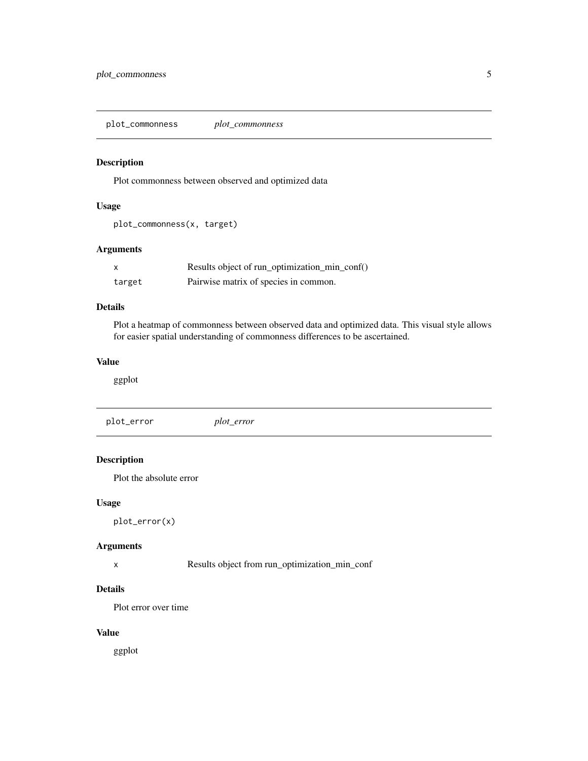## plot_commonness — *plot_commonness*

### Description

Plot commonness between observed and optimized data

### Usage

```
plot_commonness(x, target)
```

### Arguments

| | |
|---|---|
| `x` | Results object of run_optimization_min_conf() |
| `target` | Pairwise matrix of species in common. |

### Details

Plot a heatmap of commonness between observed data and optimized data. This visual style allows for easier spatial understanding of commonness differences to be ascertained.

### Value

ggplot

## plot_error — *plot_error*

### Description

Plot the absolute error

### Usage

```
plot_error(x)
```

### Arguments

| | |
|---|---|
| `x` | Results object from run_optimization_min_conf |

### Details

Plot error over time

### Value

ggplot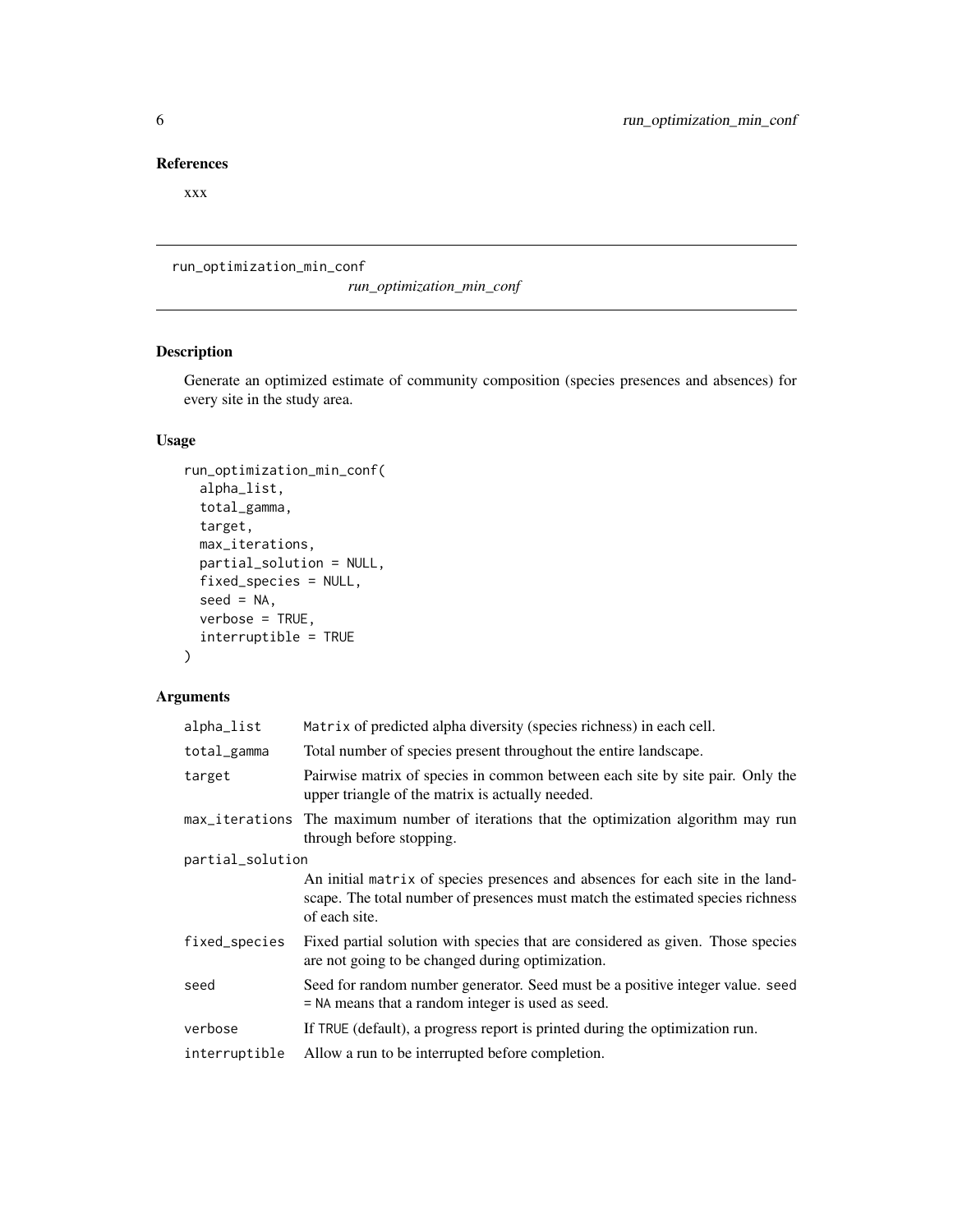## References

xxx

---

`run_optimization_min_conf` *run_optimization_min_conf*

---

## Description

Generate an optimized estimate of community composition (species presences and absences) for every site in the study area.

## Usage

```
run_optimization_min_conf(
  alpha_list,
  total_gamma,
  target,
  max_iterations,
  partial_solution = NULL,
  fixed_species = NULL,
  seed = NA,
  verbose = TRUE,
  interruptible = TRUE
)
```

## Arguments

| Argument | Description |
| --- | --- |
| `alpha_list` | `Matrix` of predicted alpha diversity (species richness) in each cell. |
| `total_gamma` | Total number of species present throughout the entire landscape. |
| `target` | Pairwise matrix of species in common between each site by site pair. Only the upper triangle of the matrix is actually needed. |
| `max_iterations` | The maximum number of iterations that the optimization algorithm may run through before stopping. |
| `partial_solution` | An initial `matrix` of species presences and absences for each site in the landscape. The total number of presences must match the estimated species richness of each site. |
| `fixed_species` | Fixed partial solution with species that are considered as given. Those species are not going to be changed during optimization. |
| `seed` | Seed for random number generator. Seed must be a positive integer value. `seed = NA` means that a random integer is used as seed. |
| `verbose` | If `TRUE` (default), a progress report is printed during the optimization run. |
| `interruptible` | Allow a run to be interrupted before completion. |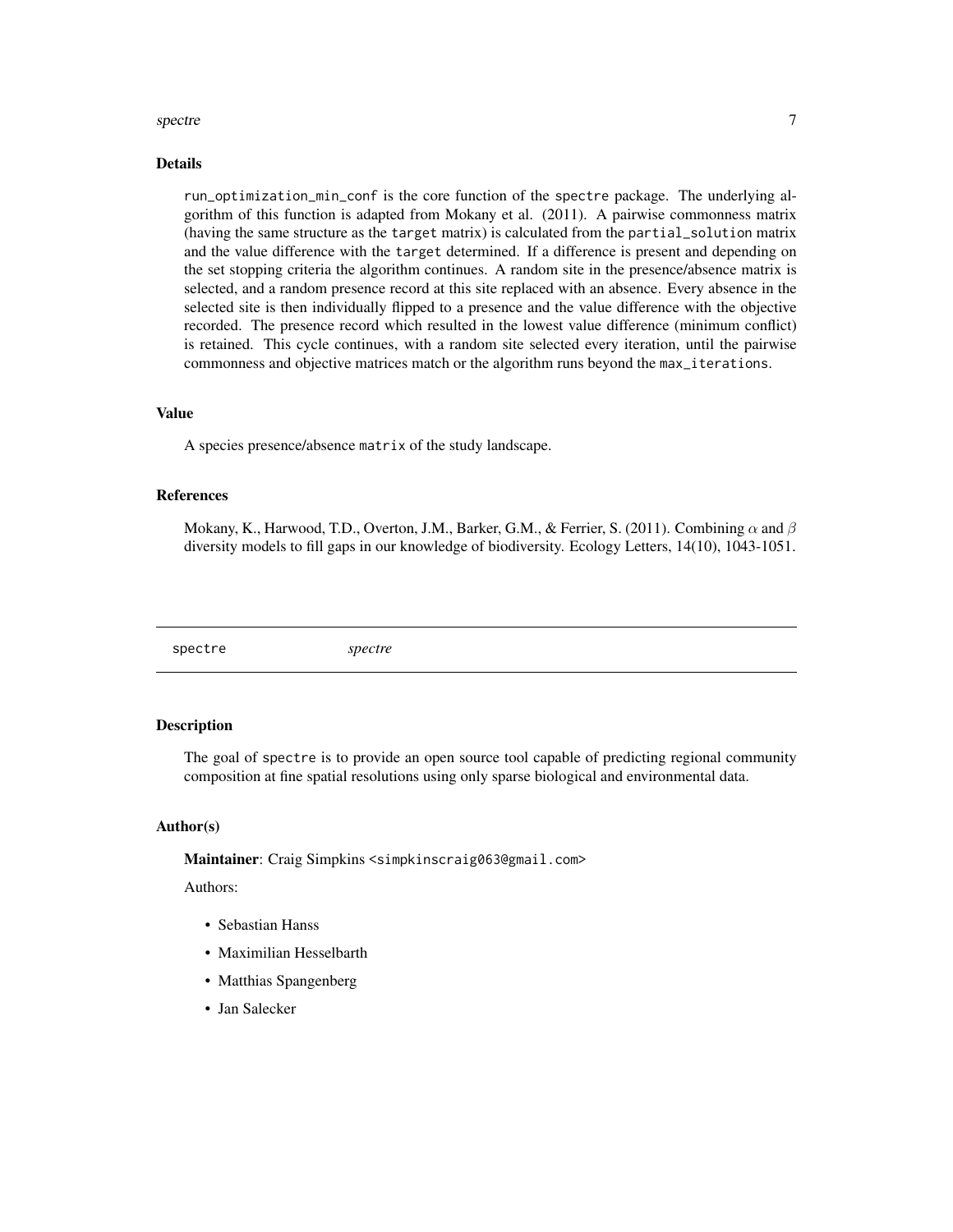## Details

run_optimization_min_conf is the core function of the spectre package. The underlying algorithm of this function is adapted from Mokany et al. (2011). A pairwise commonness matrix (having the same structure as the target matrix) is calculated from the partial_solution matrix and the value difference with the target determined. If a difference is present and depending on the set stopping criteria the algorithm continues. A random site in the presence/absence matrix is selected, and a random presence record at this site replaced with an absence. Every absence in the selected site is then individually flipped to a presence and the value difference with the objective recorded. The presence record which resulted in the lowest value difference (minimum conflict) is retained. This cycle continues, with a random site selected every iteration, until the pairwise commonness and objective matrices match or the algorithm runs beyond the max_iterations.

## Value

A species presence/absence matrix of the study landscape.

## References

Mokany, K., Harwood, T.D., Overton, J.M., Barker, G.M., & Ferrier, S. (2011). Combining $\alpha$ and $\beta$ diversity models to fill gaps in our knowledge of biodiversity. Ecology Letters, 14(10), 1043-1051.

---

# spectre *spectre*

## Description

The goal of spectre is to provide an open source tool capable of predicting regional community composition at fine spatial resolutions using only sparse biological and environmental data.

## Author(s)

**Maintainer**: Craig Simpkins <simpkinscraig063@gmail.com>

Authors:

- Sebastian Hanss
- Maximilian Hesselbarth
- Matthias Spangenberg
- Jan Salecker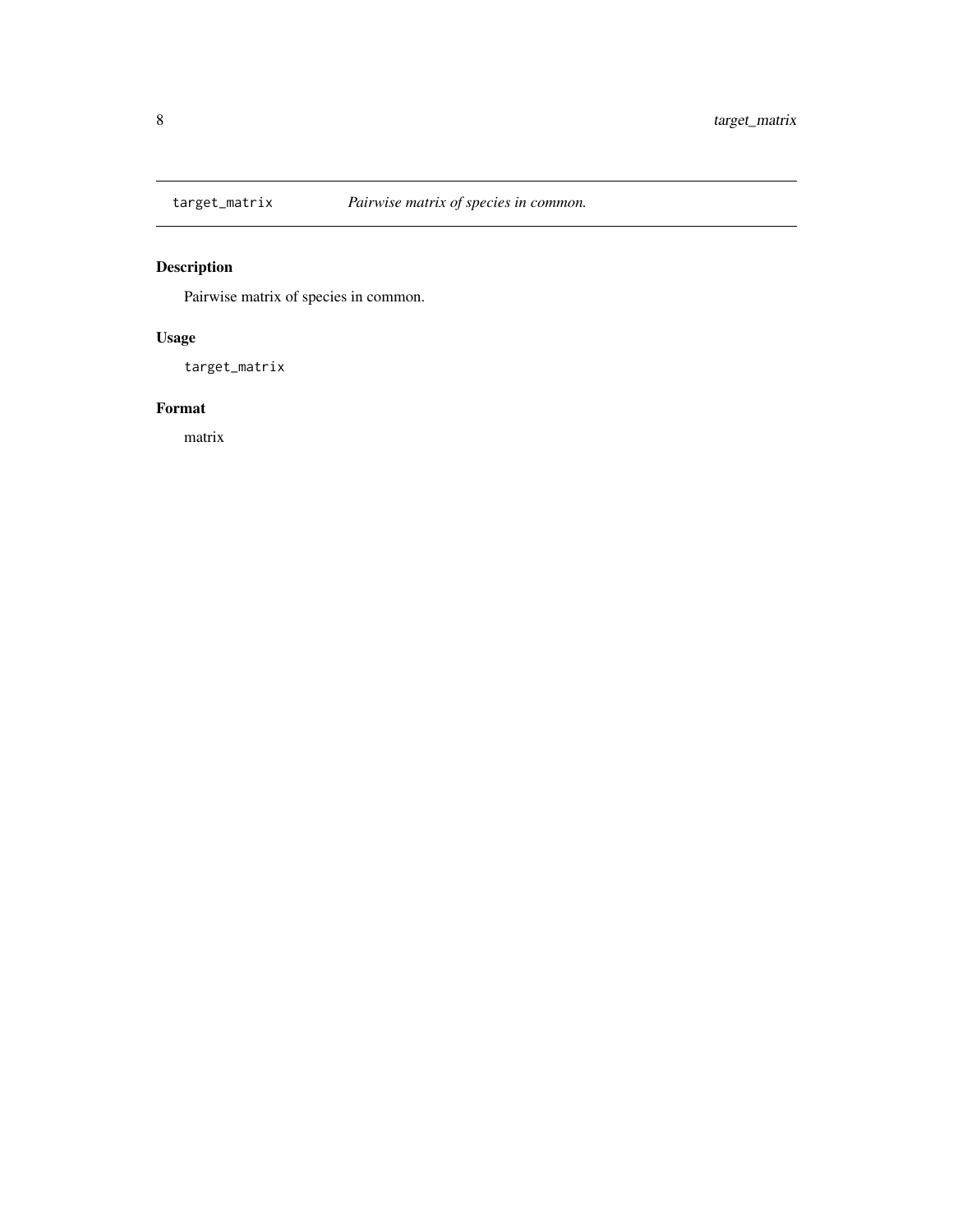# target_matrix *Pairwise matrix of species in common.*

## Description

Pairwise matrix of species in common.

## Usage

```
target_matrix
```

## Format

matrix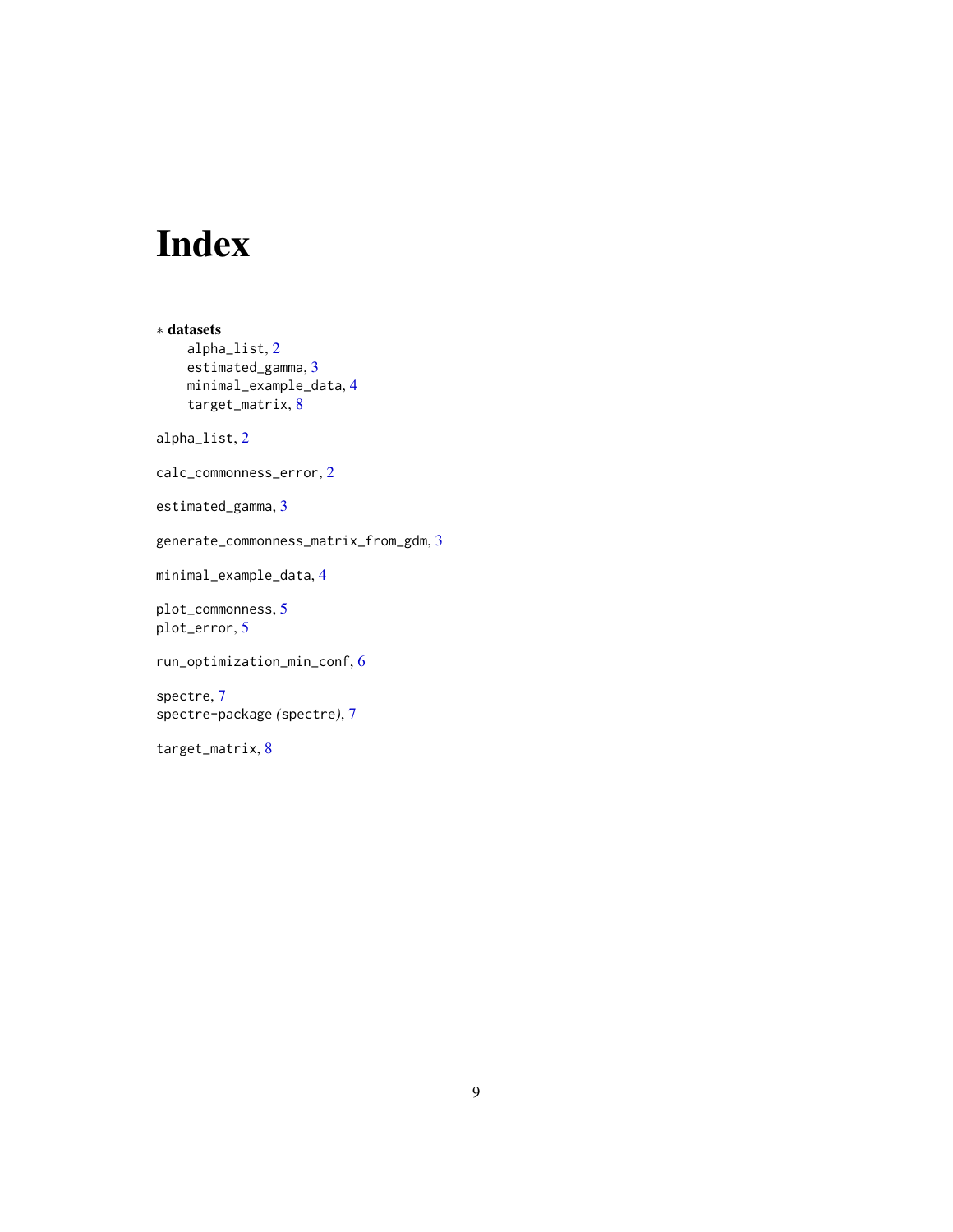# Index

∗ **datasets**

alpha_list, 2
estimated_gamma, 3
minimal_example_data, 4
target_matrix, 8

alpha_list, 2

calc_commonness_error, 2

estimated_gamma, 3

generate_commonness_matrix_from_gdm, 3

minimal_example_data, 4

plot_commonness, 5
plot_error, 5

run_optimization_min_conf, 6

spectre, 7
spectre-package *(*spectre*)*, 7

target_matrix, 8